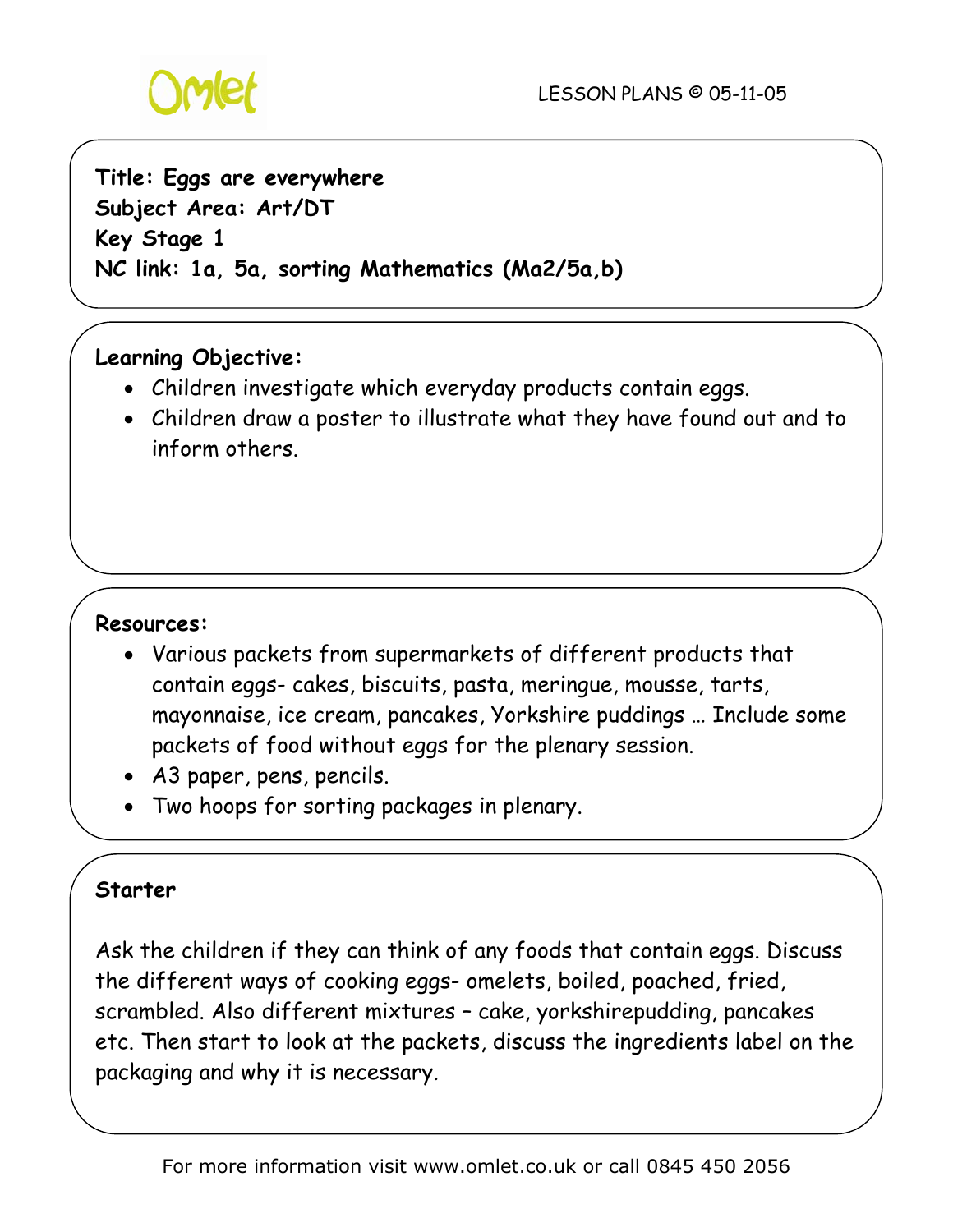Omlet

LESSON PLANS © 05-11-05

**Title: Eggs are everywhere**
**Subject Area: Art/DT**
**Key Stage 1**
**NC link: 1a, 5a, sorting Mathematics (Ma2/5a,b)**

**Learning Objective:**

- Children investigate which everyday products contain eggs.
- Children draw a poster to illustrate what they have found out and to inform others.

**Resources:**

- Various packets from supermarkets of different products that contain eggs- cakes, biscuits, pasta, meringue, mousse, tarts, mayonnaise, ice cream, pancakes, Yorkshire puddings … Include some packets of food without eggs for the plenary session.
- A3 paper, pens, pencils.
- Two hoops for sorting packages in plenary.

**Starter**

Ask the children if they can think of any foods that contain eggs. Discuss the different ways of cooking eggs- omelets, boiled, poached, fried, scrambled. Also different mixtures – cake, yorkshirepudding, pancakes etc. Then start to look at the packets, discuss the ingredients label on the packaging and why it is necessary.

For more information visit www.omlet.co.uk or call 0845 450 2056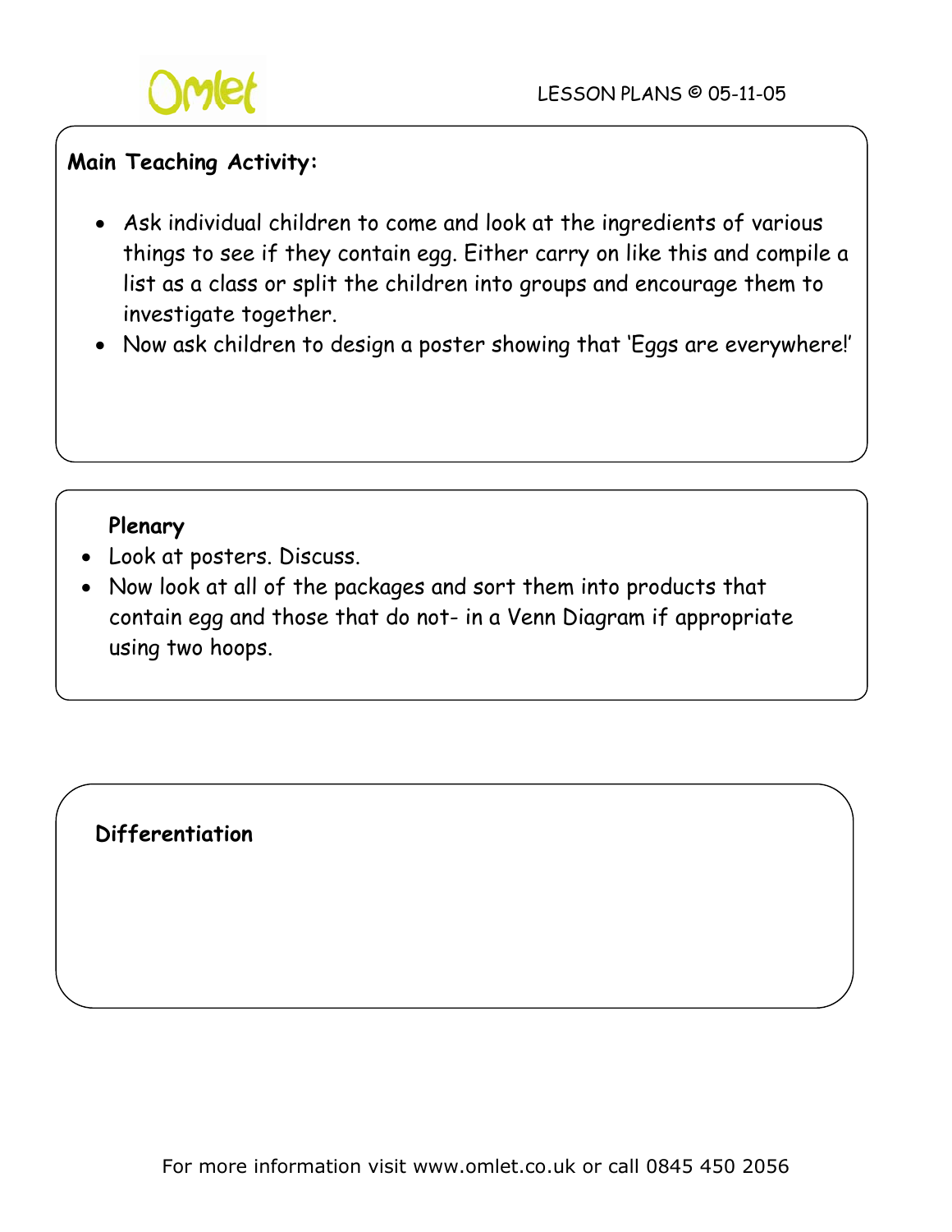**Main Teaching Activity:**

- Ask individual children to come and look at the ingredients of various things to see if they contain egg. Either carry on like this and compile a list as a class or split the children into groups and encourage them to investigate together.
- Now ask children to design a poster showing that 'Eggs are everywhere!'

**Plenary**

- Look at posters. Discuss.
- Now look at all of the packages and sort them into products that contain egg and those that do not- in a Venn Diagram if appropriate using two hoops.

**Differentiation**